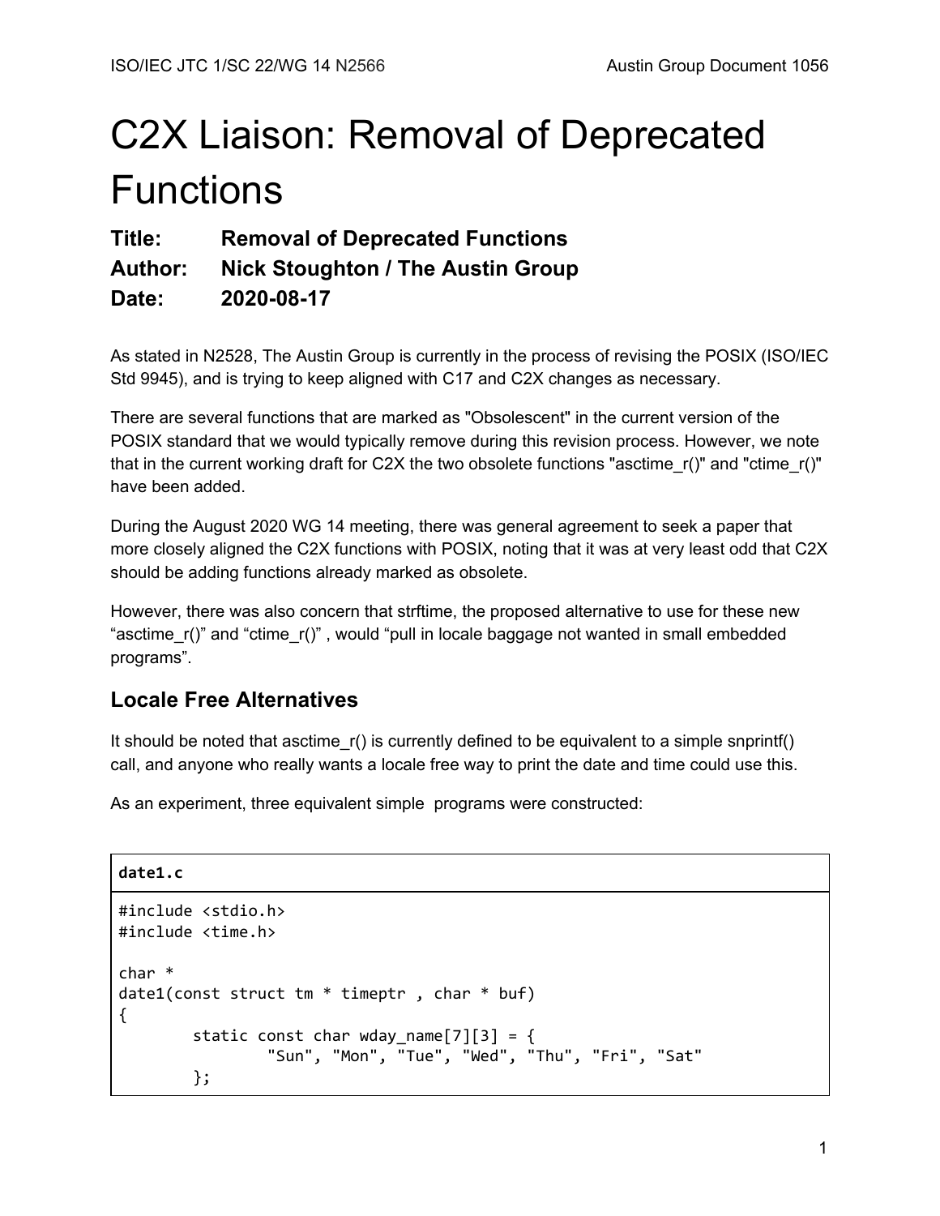# C2X Liaison: Removal of Deprecated Functions

**Title:** Removal of Deprecated Functions

**Author:** Nick Stoughton / The Austin Group

**Date:** 2020-08-17

As stated in N2528, The Austin Group is currently in the process of revising the POSIX (ISO/IEC Std 9945), and is trying to keep aligned with C17 and C2X changes as necessary.

There are several functions that are marked as "Obsolescent" in the current version of the POSIX standard that we would typically remove during this revision process. However, we note that in the current working draft for C2X the two obsolete functions "asctime_r()" and "ctime_r()" have been added.

During the August 2020 WG 14 meeting, there was general agreement to seek a paper that more closely aligned the C2X functions with POSIX, noting that it was at very least odd that C2X should be adding functions already marked as obsolete.

However, there was also concern that strftime, the proposed alternative to use for these new "asctime_r()" and "ctime_r()" , would "pull in locale baggage not wanted in small embedded programs".

## Locale Free Alternatives

It should be noted that asctime_r() is currently defined to be equivalent to a simple snprintf() call, and anyone who really wants a locale free way to print the date and time could use this.

As an experiment, three equivalent simple programs were constructed:

**date1.c**

```
#include <stdio.h>
#include <time.h>

char *
date1(const struct tm * timeptr , char * buf)
{
        static const char wday_name[7][3] = {
                "Sun", "Mon", "Tue", "Wed", "Thu", "Fri", "Sat"
        };
```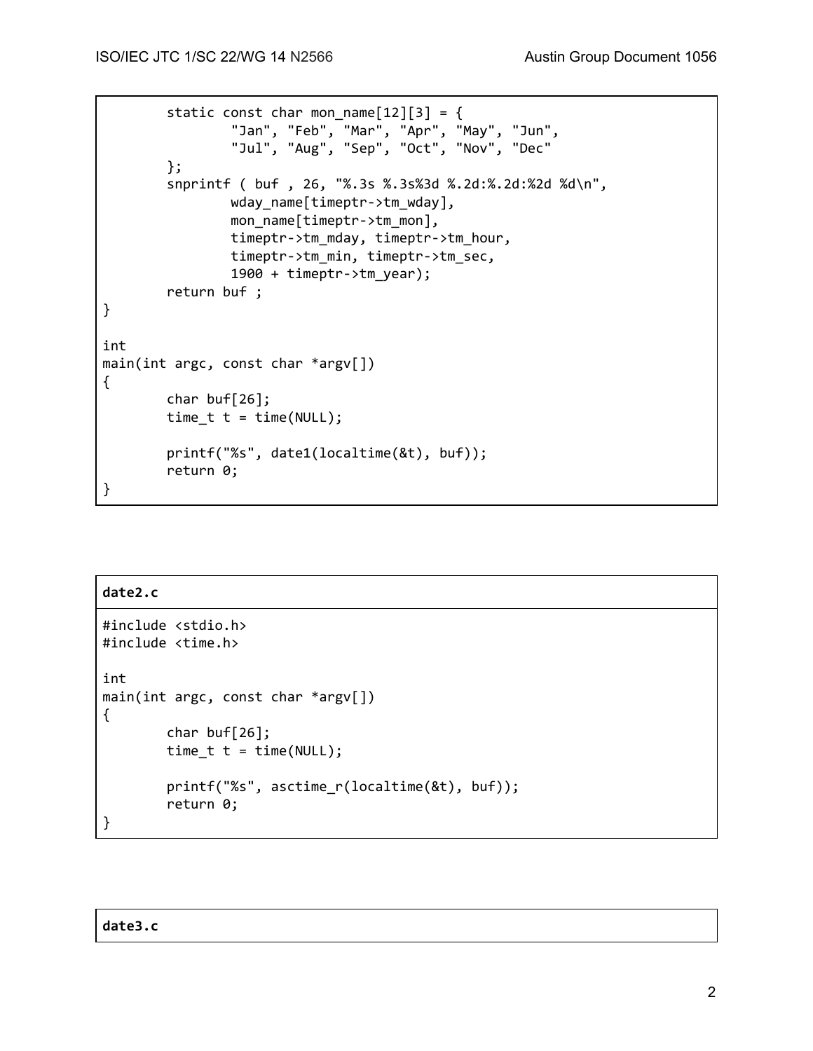```
        static const char mon_name[12][3] = {
                "Jan", "Feb", "Mar", "Apr", "May", "Jun",
                "Jul", "Aug", "Sep", "Oct", "Nov", "Dec"
        };
        snprintf ( buf , 26, "%.3s %.3s%3d %.2d:%.2d:%2d %d\n",
                wday_name[timeptr->tm_wday],
                mon_name[timeptr->tm_mon],
                timeptr->tm_mday, timeptr->tm_hour,
                timeptr->tm_min, timeptr->tm_sec,
                1900 + timeptr->tm_year);
        return buf ;
}

int
main(int argc, const char *argv[])
{
        char buf[26];
        time_t t = time(NULL);

        printf("%s", date1(localtime(&t), buf));
        return 0;
}
```

**date2.c**

```
#include <stdio.h>
#include <time.h>

int
main(int argc, const char *argv[])
{
        char buf[26];
        time_t t = time(NULL);

        printf("%s", asctime_r(localtime(&t), buf));
        return 0;
}
```

**date3.c**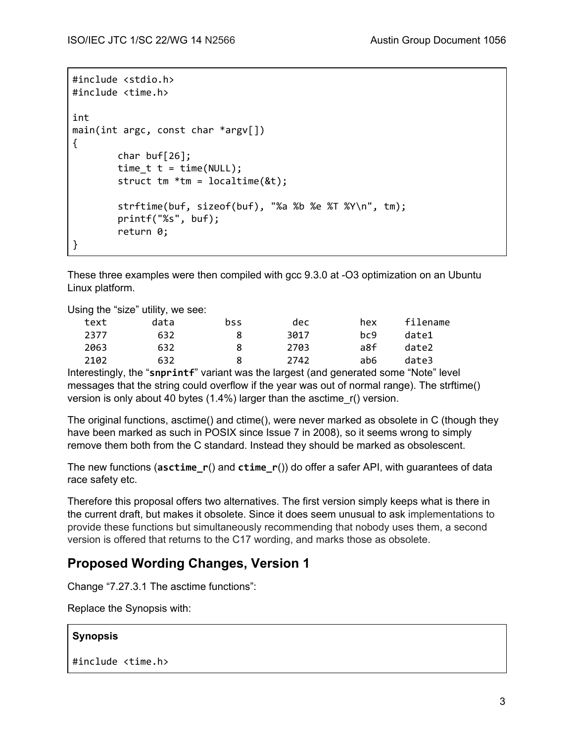```
#include <stdio.h>
#include <time.h>

int
main(int argc, const char *argv[])
{
        char buf[26];
        time_t t = time(NULL);
        struct tm *tm = localtime(&t);

        strftime(buf, sizeof(buf), "%a %b %e %T %Y\n", tm);
        printf("%s", buf);
        return 0;
}
```

These three examples were then compiled with gcc 9.3.0 at -O3 optimization on an Ubuntu Linux platform.

Using the “size” utility, we see:

```
   text        data         bss         dec         hex     filename
   2377         632           8        3017         bc9     date1
   2063         632           8        2703         a8f     date2
   2102         632           8        2742         ab6     date3
```

Interestingly, the “**snprintf**” variant was the largest (and generated some “Note” level messages that the string could overflow if the year was out of normal range). The strftime() version is only about 40 bytes (1.4%) larger than the asctime_r() version.

The original functions, asctime() and ctime(), were never marked as obsolete in C (though they have been marked as such in POSIX since Issue 7 in 2008), so it seems wrong to simply remove them both from the C standard. Instead they should be marked as obsolescent.

The new functions (**asctime_r**() and **ctime_r**()) do offer a safer API, with guarantees of data race safety etc.

Therefore this proposal offers two alternatives. The first version simply keeps what is there in the current draft, but makes it obsolete. Since it does seem unusual to ask implementations to provide these functions but simultaneously recommending that nobody uses them, a second version is offered that returns to the C17 wording, and marks those as obsolete.

## Proposed Wording Changes, Version 1

Change “7.27.3.1 The asctime functions”:

Replace the Synopsis with:

**Synopsis**

```
#include <time.h>
```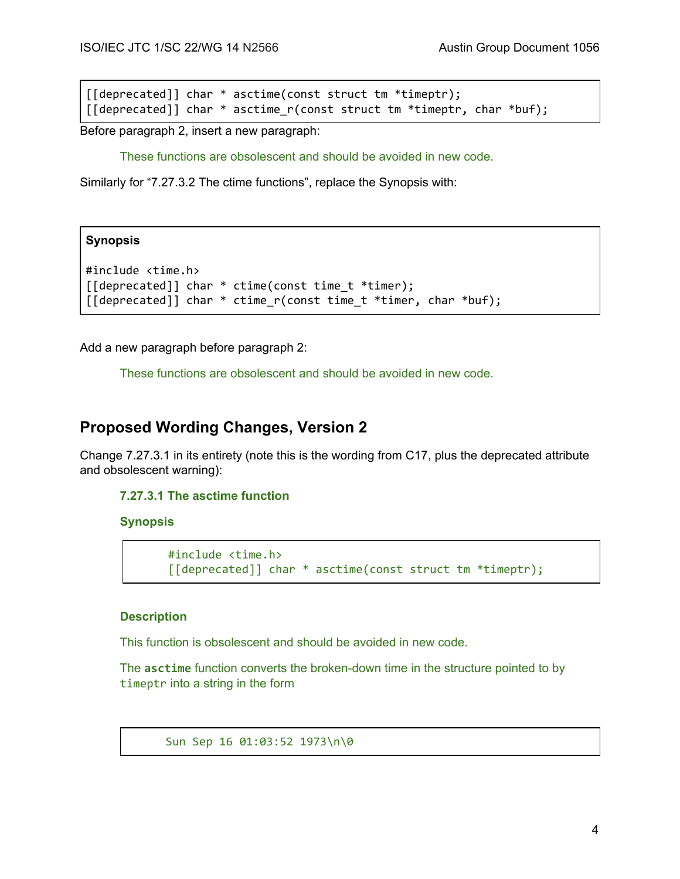```
[[deprecated]] char * asctime(const struct tm *timeptr);
[[deprecated]] char * asctime_r(const struct tm *timeptr, char *buf);
```

Before paragraph 2, insert a new paragraph:

> These functions are obsolescent and should be avoided in new code.

Similarly for "7.27.3.2 The ctime functions", replace the Synopsis with:

**Synopsis**

```
#include <time.h>
[[deprecated]] char * ctime(const time_t *timer);
[[deprecated]] char * ctime_r(const time_t *timer, char *buf);
```

Add a new paragraph before paragraph 2:

> These functions are obsolescent and should be avoided in new code.

## Proposed Wording Changes, Version 2

Change 7.27.3.1 in its entirety (note this is the wording from C17, plus the deprecated attribute and obsolescent warning):

> **7.27.3.1 The asctime function**
>
> **Synopsis**
>
> ```
> #include <time.h>
> [[deprecated]] char * asctime(const struct tm *timeptr);
> ```
>
> **Description**
>
> This function is obsolescent and should be avoided in new code.
>
> The **`asctime`** function converts the broken-down time in the structure pointed to by `timeptr` into a string in the form
>
> ```
> Sun Sep 16 01:03:52 1973\n\0
> ```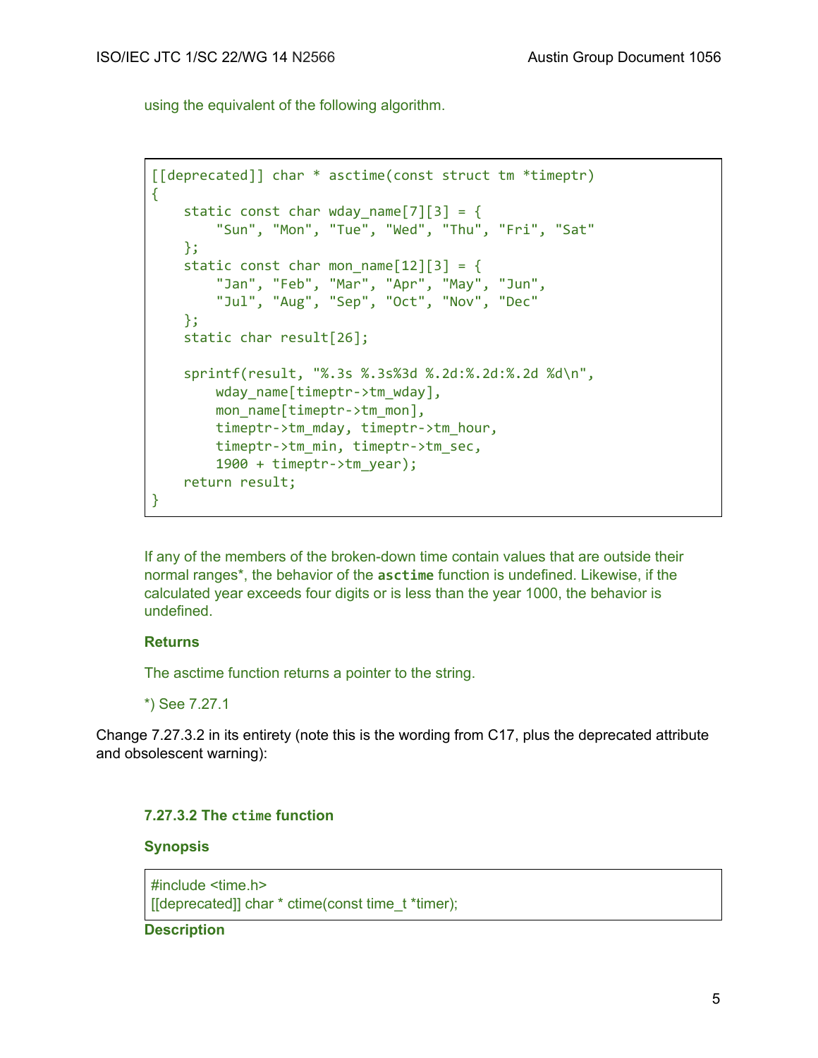using the equivalent of the following algorithm.

```
[[deprecated]] char * asctime(const struct tm *timeptr)
{
    static const char wday_name[7][3] = {
        "Sun", "Mon", "Tue", "Wed", "Thu", "Fri", "Sat"
    };
    static const char mon_name[12][3] = {
        "Jan", "Feb", "Mar", "Apr", "May", "Jun",
        "Jul", "Aug", "Sep", "Oct", "Nov", "Dec"
    };
    static char result[26];

    sprintf(result, "%.3s %.3s%3d %.2d:%.2d:%.2d %d\n",
        wday_name[timeptr->tm_wday],
        mon_name[timeptr->tm_mon],
        timeptr->tm_mday, timeptr->tm_hour,
        timeptr->tm_min, timeptr->tm_sec,
        1900 + timeptr->tm_year);
    return result;
}
```

If any of the members of the broken-down time contain values that are outside their normal ranges*, the behavior of the **`asctime`** function is undefined. Likewise, if the calculated year exceeds four digits or is less than the year 1000, the behavior is undefined.

**Returns**

The asctime function returns a pointer to the string.

*) See 7.27.1

Change 7.27.3.2 in its entirety (note this is the wording from C17, plus the deprecated attribute and obsolescent warning):

**7.27.3.2 The `ctime` function**

**Synopsis**

```
#include <time.h>
[[deprecated]] char * ctime(const time_t *timer);
```

**Description**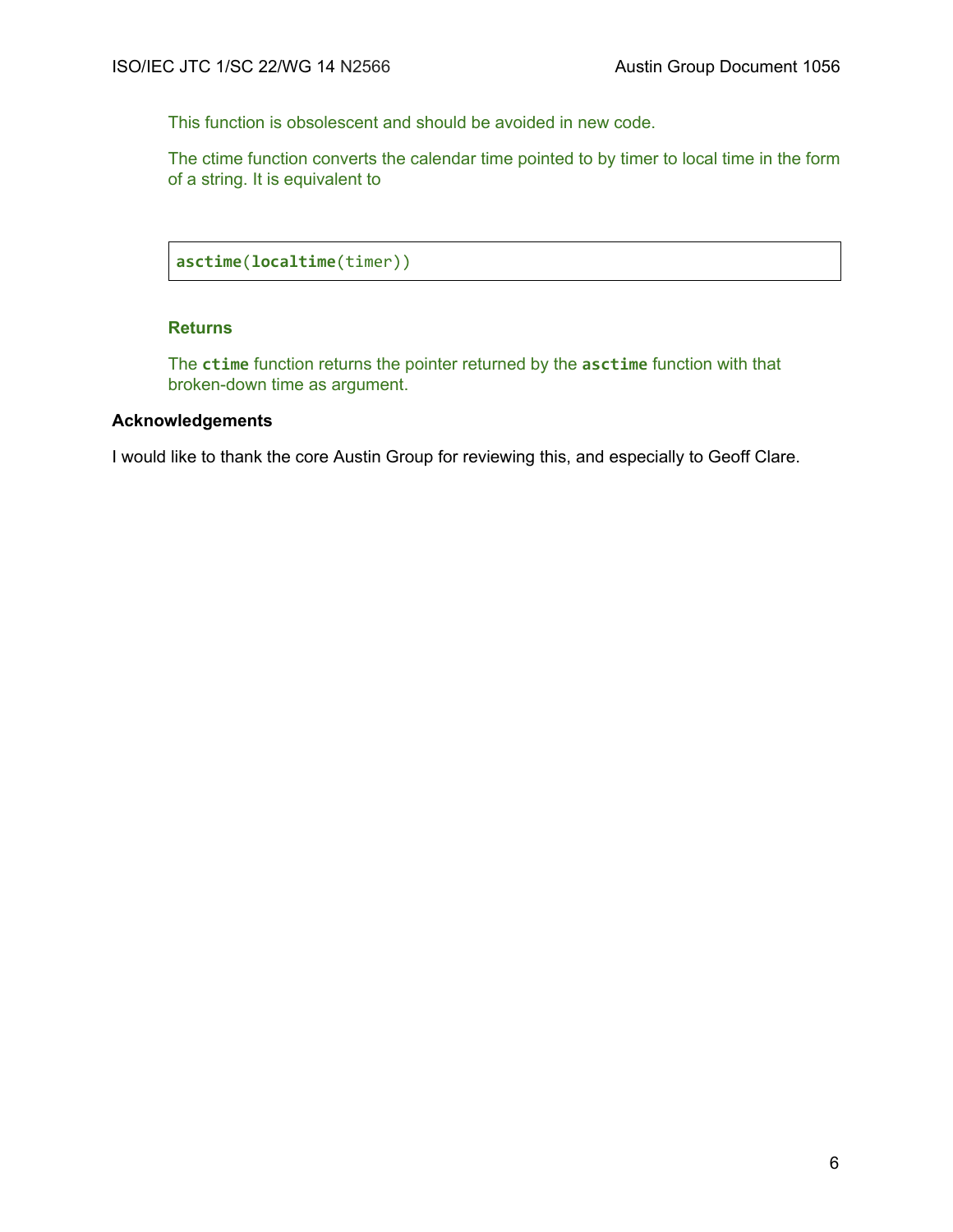This function is obsolescent and should be avoided in new code.

The ctime function converts the calendar time pointed to by timer to local time in the form of a string. It is equivalent to

```
asctime(localtime(timer))
```

**Returns**

The **`ctime`** function returns the pointer returned by the **`asctime`** function with that broken-down time as argument.

**Acknowledgements**

I would like to thank the core Austin Group for reviewing this, and especially to Geoff Clare.